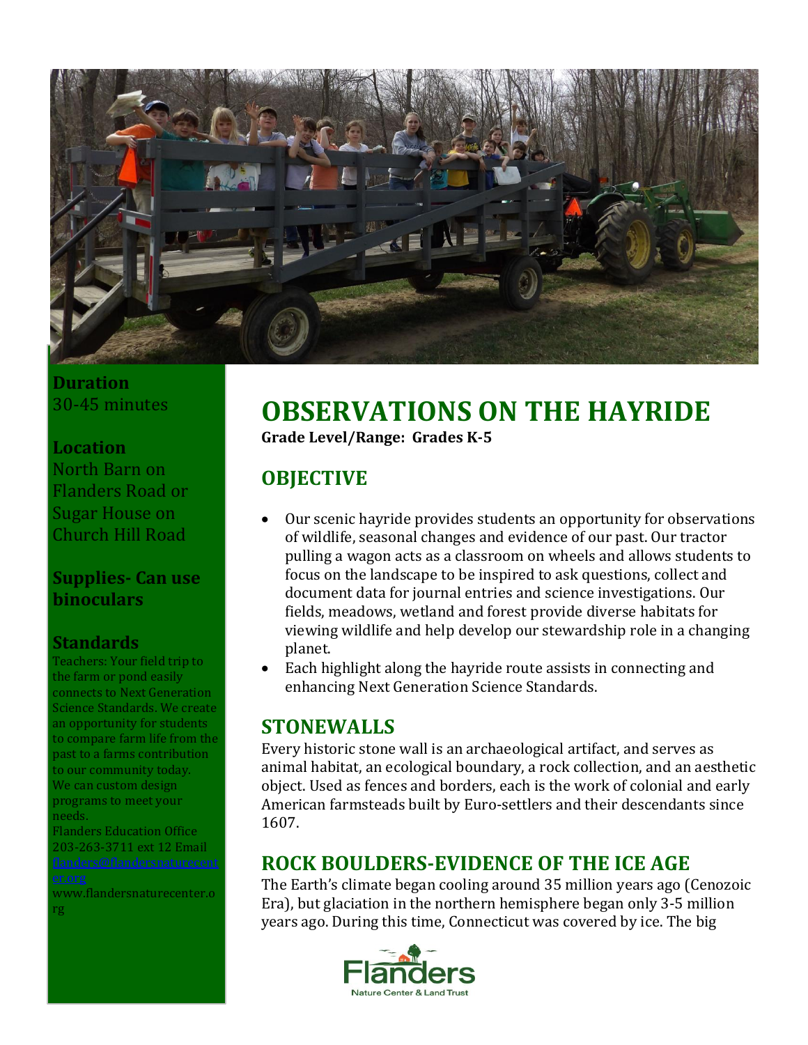**Duration**
30-45 minutes

**Location**
North Barn on Flanders Road or Sugar House on Church Hill Road

**Supplies- Can use binoculars**

**Standards**
Teachers: Your field trip to the farm or pond easily connects to Next Generation Science Standards. We create an opportunity for students to compare farm life from the past to a farms contribution to our community today. We can custom design programs to meet your needs.
Flanders Education Office 203-263-3711 ext 12 Email flanders@flandersnaturecenter.org
www.flandersnaturecenter.org

# OBSERVATIONS ON THE HAYRIDE

**Grade Level/Range: Grades K-5**

## OBJECTIVE

- Our scenic hayride provides students an opportunity for observations of wildlife, seasonal changes and evidence of our past. Our tractor pulling a wagon acts as a classroom on wheels and allows students to focus on the landscape to be inspired to ask questions, collect and document data for journal entries and science investigations. Our fields, meadows, wetland and forest provide diverse habitats for viewing wildlife and help develop our stewardship role in a changing planet.
- Each highlight along the hayride route assists in connecting and enhancing Next Generation Science Standards.

## STONEWALLS

Every historic stone wall is an archaeological artifact, and serves as animal habitat, an ecological boundary, a rock collection, and an aesthetic object. Used as fences and borders, each is the work of colonial and early American farmsteads built by Euro-settlers and their descendants since 1607.

## ROCK BOULDERS-EVIDENCE OF THE ICE AGE

The Earth's climate began cooling around 35 million years ago (Cenozoic Era), but glaciation in the northern hemisphere began only 3-5 million years ago. During this time, Connecticut was covered by ice. The big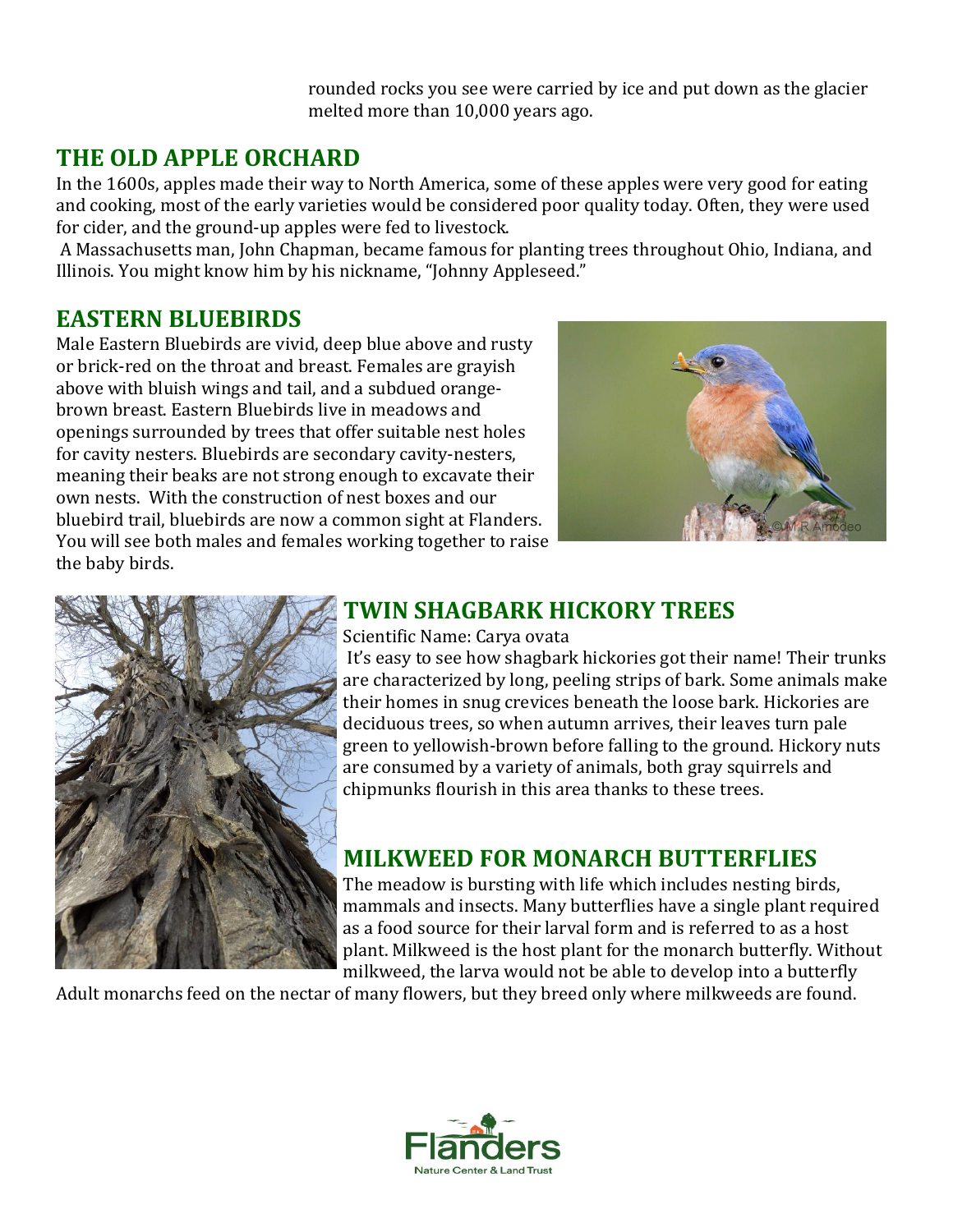rounded rocks you see were carried by ice and put down as the glacier melted more than 10,000 years ago.

## THE OLD APPLE ORCHARD

In the 1600s, apples made their way to North America, some of these apples were very good for eating and cooking, most of the early varieties would be considered poor quality today. Often, they were used for cider, and the ground-up apples were fed to livestock.

A Massachusetts man, John Chapman, became famous for planting trees throughout Ohio, Indiana, and Illinois. You might know him by his nickname, "Johnny Appleseed."

## EASTERN BLUEBIRDS

Male Eastern Bluebirds are vivid, deep blue above and rusty or brick-red on the throat and breast. Females are grayish above with bluish wings and tail, and a subdued orange-brown breast. Eastern Bluebirds live in meadows and openings surrounded by trees that offer suitable nest holes for cavity nesters. Bluebirds are secondary cavity-nesters, meaning their beaks are not strong enough to excavate their own nests. With the construction of nest boxes and our bluebird trail, bluebirds are now a common sight at Flanders. You will see both males and females working together to raise the baby birds.

## TWIN SHAGBARK HICKORY TREES

Scientific Name: Carya ovata

It's easy to see how shagbark hickories got their name! Their trunks are characterized by long, peeling strips of bark. Some animals make their homes in snug crevices beneath the loose bark. Hickories are deciduous trees, so when autumn arrives, their leaves turn pale green to yellowish-brown before falling to the ground. Hickory nuts are consumed by a variety of animals, both gray squirrels and chipmunks flourish in this area thanks to these trees.

## MILKWEED FOR MONARCH BUTTERFLIES

The meadow is bursting with life which includes nesting birds, mammals and insects. Many butterflies have a single plant required as a food source for their larval form and is referred to as a host plant. Milkweed is the host plant for the monarch butterfly. Without milkweed, the larva would not be able to develop into a butterfly

Adult monarchs feed on the nectar of many flowers, but they breed only where milkweeds are found.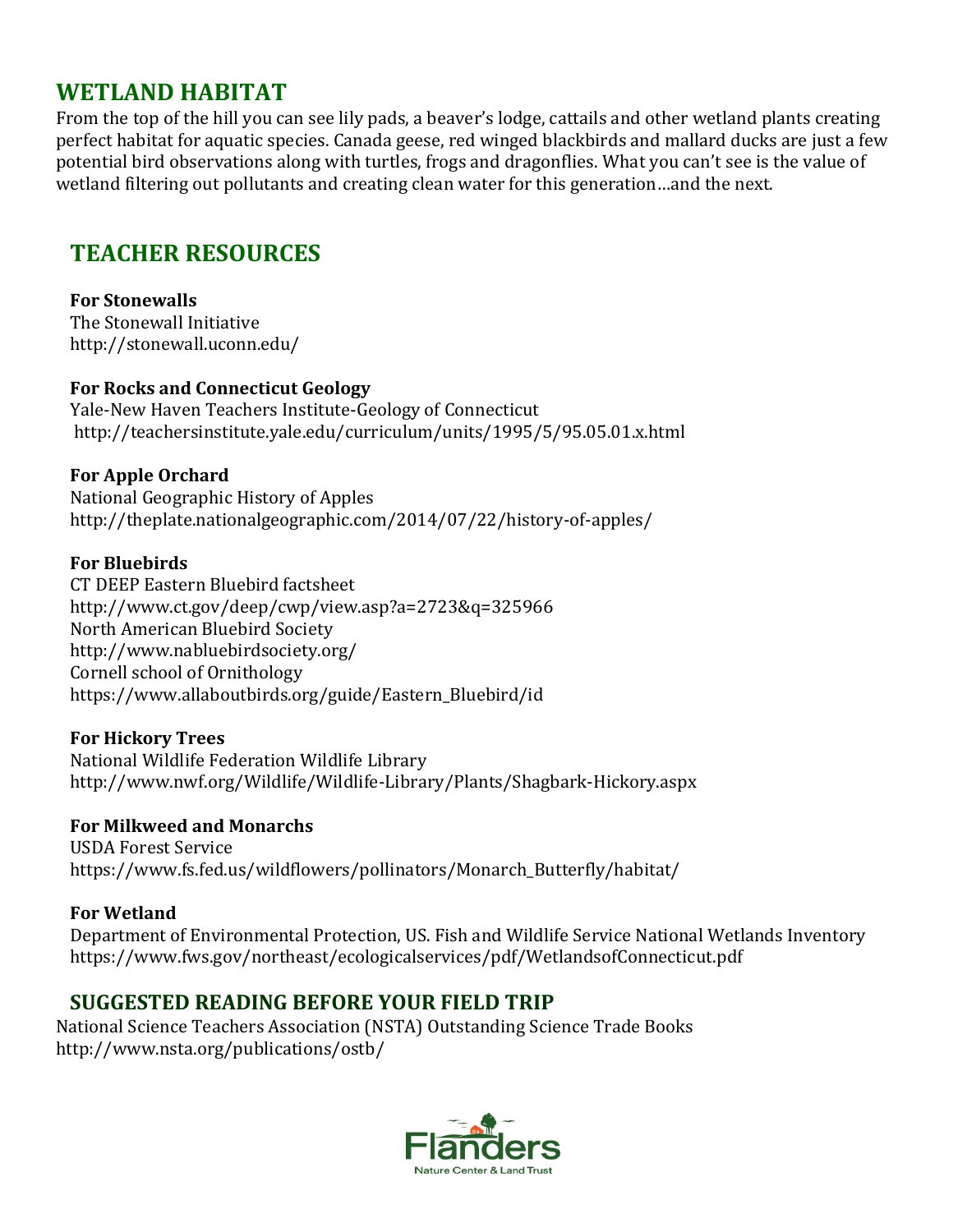## WETLAND HABITAT

From the top of the hill you can see lily pads, a beaver's lodge, cattails and other wetland plants creating perfect habitat for aquatic species. Canada geese, red winged blackbirds and mallard ducks are just a few potential bird observations along with turtles, frogs and dragonflies. What you can't see is the value of wetland filtering out pollutants and creating clean water for this generation…and the next.

## TEACHER RESOURCES

**For Stonewalls**
The Stonewall Initiative
http://stonewall.uconn.edu/

**For Rocks and Connecticut Geology**
Yale-New Haven Teachers Institute-Geology of Connecticut
http://teachersinstitute.yale.edu/curriculum/units/1995/5/95.05.01.x.html

**For Apple Orchard**
National Geographic History of Apples
http://theplate.nationalgeographic.com/2014/07/22/history-of-apples/

**For Bluebirds**
CT DEEP Eastern Bluebird factsheet
http://www.ct.gov/deep/cwp/view.asp?a=2723&q=325966
North American Bluebird Society
http://www.nabluebirdsociety.org/
Cornell school of Ornithology
https://www.allaboutbirds.org/guide/Eastern_Bluebird/id

**For Hickory Trees**
National Wildlife Federation Wildlife Library
http://www.nwf.org/Wildlife/Wildlife-Library/Plants/Shagbark-Hickory.aspx

**For Milkweed and Monarchs**
USDA Forest Service
https://www.fs.fed.us/wildflowers/pollinators/Monarch_Butterfly/habitat/

**For Wetland**
Department of Environmental Protection, US. Fish and Wildlife Service National Wetlands Inventory
https://www.fws.gov/northeast/ecologicalservices/pdf/WetlandsofConnecticut.pdf

## SUGGESTED READING BEFORE YOUR FIELD TRIP

National Science Teachers Association (NSTA) Outstanding Science Trade Books
http://www.nsta.org/publications/ostb/

Flanders
Nature Center & Land Trust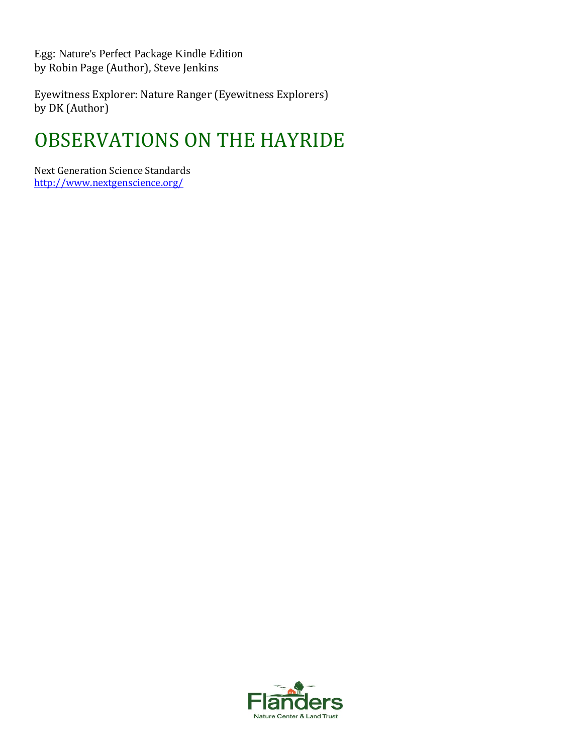Egg: Nature's Perfect Package Kindle Edition
by Robin Page (Author), Steve Jenkins

Eyewitness Explorer: Nature Ranger (Eyewitness Explorers)
by DK (Author)

## OBSERVATIONS ON THE HAYRIDE

Next Generation Science Standards
http://www.nextgenscience.org/

Flanders
Nature Center & Land Trust